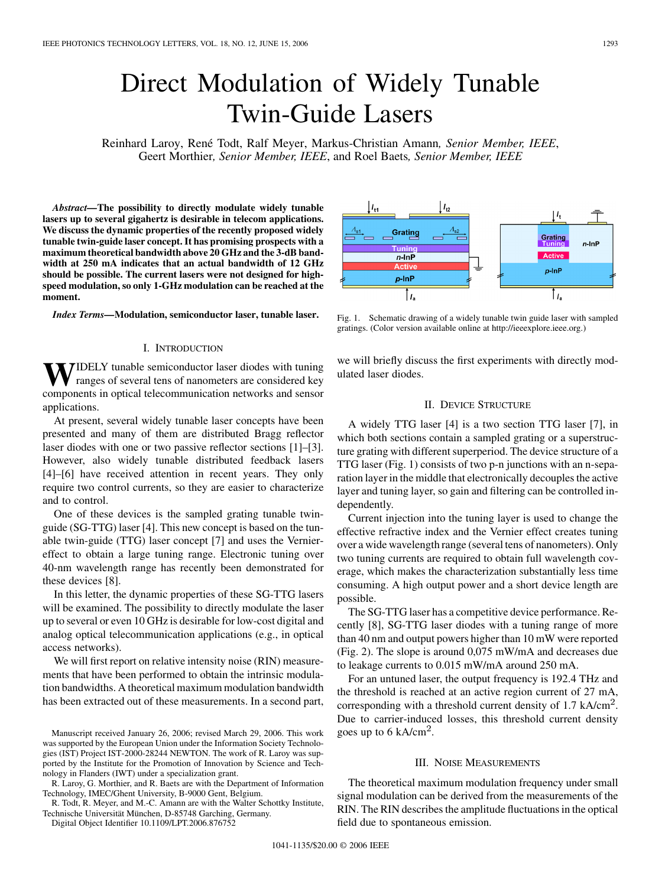# Direct Modulation of Widely Tunable Twin-Guide Lasers

Reinhard Laroy, René Todt, Ralf Meyer, Markus-Christian Amann, *Senior Member, IEEE*, Geert Morthier, *Senior Member, IEEE*, and Roel Baets, *Senior Member, IEEE*

***Abstract*—The possibility to directly modulate widely tunable lasers up to several gigahertz is desirable in telecom applications. We discuss the dynamic properties of the recently proposed widely tunable twin-guide laser concept. It has promising prospects with a maximum theoretical bandwidth above 20 GHz and the 3-dB bandwidth at 250 mA indicates that an actual bandwidth of 12 GHz should be possible. The current lasers were not designed for high-speed modulation, so only 1-GHz modulation can be reached at the moment.**

***Index Terms*—Modulation, semiconductor laser, tunable laser.**

## I. Introduction

Widely tunable semiconductor laser diodes with tuning ranges of several tens of nanometers are considered key components in optical telecommunication networks and sensor applications.

At present, several widely tunable laser concepts have been presented and many of them are distributed Bragg reflector laser diodes with one or two passive reflector sections [1]–[3]. However, also widely tunable distributed feedback lasers [4]–[6] have received attention in recent years. They only require two control currents, so they are easier to characterize and to control.

One of these devices is the sampled grating tunable twin-guide (SG-TTG) laser [4]. This new concept is based on the tunable twin-guide (TTG) laser concept [7] and uses the Vernier-effect to obtain a large tuning range. Electronic tuning over 40-nm wavelength range has recently been demonstrated for these devices [8].

In this letter, the dynamic properties of these SG-TTG lasers will be examined. The possibility to directly modulate the laser up to several or even 10 GHz is desirable for low-cost digital and analog optical telecommunication applications (e.g., in optical access networks).

We will first report on relative intensity noise (RIN) measurements that have been performed to obtain the intrinsic modulation bandwidths. A theoretical maximum modulation bandwidth has been extracted out of these measurements. In a second part, we will briefly discuss the first experiments with directly modulated laser diodes.

Fig. 1. Schematic drawing of a widely tunable twin guide laser with sampled gratings. (Color version available online at http://ieeexplore.ieee.org.)

## II. Device Structure

A widely TTG laser [4] is a two section TTG laser [7], in which both sections contain a sampled grating or a superstructure grating with different superperiod. The device structure of a TTG laser (Fig. 1) consists of two p-n junctions with an n-separation layer in the middle that electronically decouples the active layer and tuning layer, so gain and filtering can be controlled independently.

Current injection into the tuning layer is used to change the effective refractive index and the Vernier effect creates tuning over a wide wavelength range (several tens of nanometers). Only two tuning currents are required to obtain full wavelength coverage, which makes the characterization substantially less time consuming. A high output power and a short device length are possible.

The SG-TTG laser has a competitive device performance. Recently [8], SG-TTG laser diodes with a tuning range of more than 40 nm and output powers higher than 10 mW were reported (Fig. 2). The slope is around 0,075 mW/mA and decreases due to leakage currents to 0.015 mW/mA around 250 mA.

For an untuned laser, the output frequency is 192.4 THz and the threshold is reached at an active region current of 27 mA, corresponding with a threshold current density of 1.7 kA/cm$^2$. Due to carrier-induced losses, this threshold current density goes up to 6 kA/cm$^2$.

## III. Noise Measurements

The theoretical maximum modulation frequency under small signal modulation can be derived from the measurements of the RIN. The RIN describes the amplitude fluctuations in the optical field due to spontaneous emission.

Manuscript received January 26, 2006; revised March 29, 2006. This work was supported by the European Union under the Information Society Technologies (IST) Project IST-2000-28244 NEWTON. The work of R. Laroy was supported by the Institute for the Promotion of Innovation by Science and Technology in Flanders (IWT) under a specialization grant.

R. Laroy, G. Morthier, and R. Baets are with the Department of Information Technology, IMEC/Ghent University, B-9000 Gent, Belgium.

R. Todt, R. Meyer, and M.-C. Amann are with the Walter Schottky Institute, Technische Universität München, D-85748 Garching, Germany.

Digital Object Identifier 10.1109/LPT.2006.876752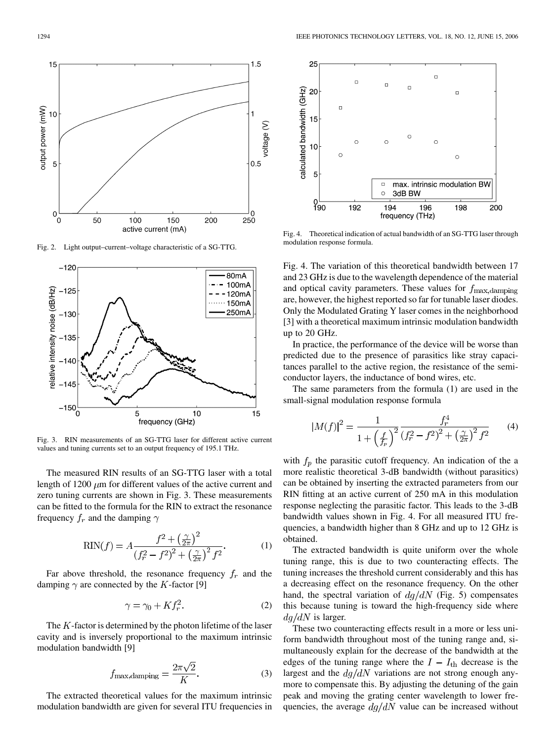Fig. 2. Light output–current–voltage characteristic of a SG-TTG.

Fig. 3. RIN measurements of an SG-TTG laser for different active current values and tuning currents set to an output frequency of 195.1 THz.

The measured RIN results of an SG-TTG laser with a total length of 1200 $\mu$m for different values of the active current and zero tuning currents are shown in Fig. 3. These measurements can be fitted to the formula for the RIN to extract the resonance frequency $f_r$ and the damping $\gamma$

$$\text{RIN}(f) = A\frac{f^2 + \left(\frac{\gamma}{2\pi}\right)^2}{\left(f_r^2 - f^2\right)^2 + \left(\frac{\gamma}{2\pi}\right)^2 f^2}. \tag{1}$$

Far above threshold, the resonance frequency $f_r$ and the damping $\gamma$ are connected by the $K$-factor [9]

$$\gamma = \gamma_0 + K f_r^2. \tag{2}$$

The $K$-factor is determined by the photon lifetime of the laser cavity and is inversely proportional to the maximum intrinsic modulation bandwidth [9]

$$f_{\text{max,damping}} = \frac{2\pi\sqrt{2}}{K}. \tag{3}$$

The extracted theoretical values for the maximum intrinsic modulation bandwidth are given for several ITU frequencies in Fig. 4. The variation of this theoretical bandwidth between 17 and 23 GHz is due to the wavelength dependence of the material and optical cavity parameters. These values for $f_{\text{max,damping}}$ are, however, the highest reported so far for tunable laser diodes. Only the Modulated Grating Y laser comes in the neighborhood [3] with a theoretical maximum intrinsic modulation bandwidth up to 20 GHz.

Fig. 4. Theoretical indication of actual bandwidth of an SG-TTG laser through modulation response formula.

In practice, the performance of the device will be worse than predicted due to the presence of parasitics like stray capacitances parallel to the active region, the resistance of the semiconductor layers, the inductance of bond wires, etc.

The same parameters from the formula (1) are used in the small-signal modulation response formula

$$|M(f)|^2 = \frac{1}{1 + \left(\frac{f}{f_p}\right)^2} \frac{f_r^4}{\left(f_r^2 - f^2\right)^2 + \left(\frac{\gamma}{2\pi}\right)^2 f^2} \tag{4}$$

with $f_p$ the parasitic cutoff frequency. An indication of the a more realistic theoretical 3-dB bandwidth (without parasitics) can be obtained by inserting the extracted parameters from our RIN fitting at an active current of 250 mA in this modulation response neglecting the parasitic factor. This leads to the 3-dB bandwidth values shown in Fig. 4. For all measured ITU frequencies, a bandwidth higher than 8 GHz and up to 12 GHz is obtained.

The extracted bandwidth is quite uniform over the whole tuning range, this is due to two counteracting effects. The tuning increases the threshold current considerably and this has a decreasing effect on the resonance frequency. On the other hand, the spectral variation of $dg/dN$ (Fig. 5) compensates this because tuning is toward the high-frequency side where $dg/dN$ is larger.

These two counteracting effects result in a more or less uniform bandwidth throughout most of the tuning range and, simultaneously explain for the decrease of the bandwidth at the edges of the tuning range where the $I - I_{\text{th}}$ decrease is the largest and the $dg/dN$ variations are not strong enough anymore to compensate this. By adjusting the detuning of the gain peak and moving the grating center wavelength to lower frequencies, the average $dg/dN$ value can be increased without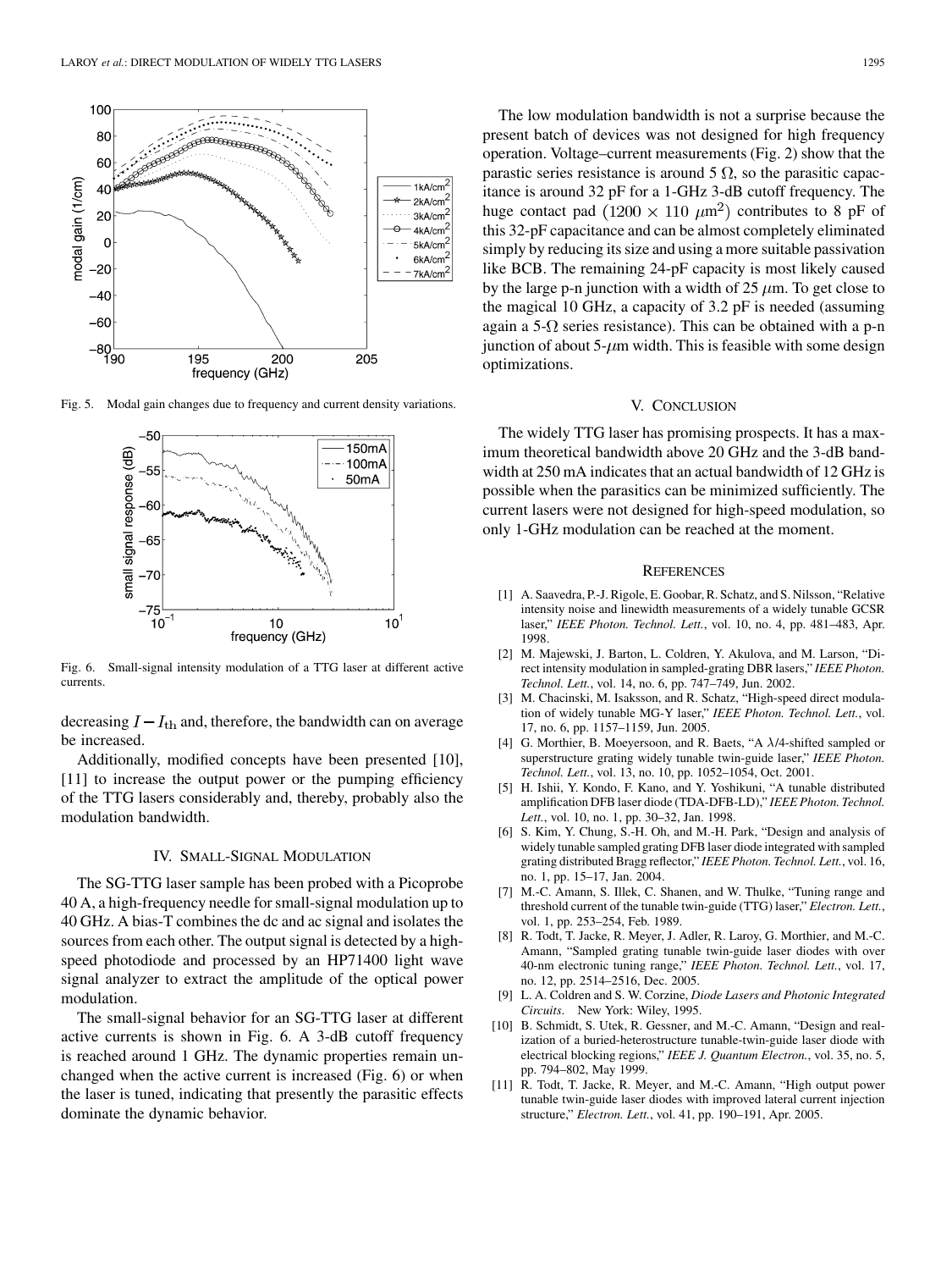100
80
60
40
20
0
−20
−40
−60
−80
190
195
200
205
modal gain (1/cm)
frequency (GHz)
1kA/cm$^2$
2kA/cm$^2$
3kA/cm$^2$
4kA/cm$^2$
5kA/cm$^2$
6kA/cm$^2$
7kA/cm$^2$

Fig. 5. Modal gain changes due to frequency and current density variations.

−50
−55
−60
−65
−70
−75
$10^{-1}$
10
$10^{1}$
small signal response (dB)
frequency (GHz)
150mA
100mA
50mA

Fig. 6. Small-signal intensity modulation of a TTG laser at different active currents.

decreasing $I - I_{\mathrm{th}}$ and, therefore, the bandwidth can on average be increased.

Additionally, modified concepts have been presented [10], [11] to increase the output power or the pumping efficiency of the TTG lasers considerably and, thereby, probably also the modulation bandwidth.

## IV. Small-Signal Modulation

The SG-TTG laser sample has been probed with a Picoprobe 40 A, a high-frequency needle for small-signal modulation up to 40 GHz. A bias-T combines the dc and ac signal and isolates the sources from each other. The output signal is detected by a high-speed photodiode and processed by an HP71400 light wave signal analyzer to extract the amplitude of the optical power modulation.

The small-signal behavior for an SG-TTG laser at different active currents is shown in Fig. 6. A 3-dB cutoff frequency is reached around 1 GHz. The dynamic properties remain unchanged when the active current is increased (Fig. 6) or when the laser is tuned, indicating that presently the parasitic effects dominate the dynamic behavior.

The low modulation bandwidth is not a surprise because the present batch of devices was not designed for high frequency operation. Voltage–current measurements (Fig. 2) show that the parastic series resistance is around 5 Ω, so the parasitic capacitance is around 32 pF for a 1-GHz 3-dB cutoff frequency. The huge contact pad $(1200 \times 110\ \mu\mathrm{m}^2)$ contributes to 8 pF of this 32-pF capacitance and can be almost completely eliminated simply by reducing its size and using a more suitable passivation like BCB. The remaining 24-pF capacity is most likely caused by the large p-n junction with a width of 25 $\mu$m. To get close to the magical 10 GHz, a capacity of 3.2 pF is needed (assuming again a 5-Ω series resistance). This can be obtained with a p-n junction of about 5-$\mu$m width. This is feasible with some design optimizations.

## V. Conclusion

The widely TTG laser has promising prospects. It has a maximum theoretical bandwidth above 20 GHz and the 3-dB bandwidth at 250 mA indicates that an actual bandwidth of 12 GHz is possible when the parasitics can be minimized sufficiently. The current lasers were not designed for high-speed modulation, so only 1-GHz modulation can be reached at the moment.

## References

[1] A. Saavedra, P.-J. Rigole, E. Goobar, R. Schatz, and S. Nilsson, "Relative intensity noise and linewidth measurements of a widely tunable GCSR laser," *IEEE Photon. Technol. Lett.*, vol. 10, no. 4, pp. 481–483, Apr. 1998.

[2] M. Majewski, J. Barton, L. Coldren, Y. Akulova, and M. Larson, "Direct intensity modulation in sampled-grating DBR lasers," *IEEE Photon. Technol. Lett.*, vol. 14, no. 6, pp. 747–749, Jun. 2002.

[3] M. Chacinski, M. Isaksson, and R. Schatz, "High-speed direct modulation of widely tunable MG-Y laser," *IEEE Photon. Technol. Lett.*, vol. 17, no. 6, pp. 1157–1159, Jun. 2005.

[4] G. Morthier, B. Moeyersoon, and R. Baets, "A $\lambda$/4-shifted sampled or superstructure grating widely tunable twin-guide laser," *IEEE Photon. Technol. Lett.*, vol. 13, no. 10, pp. 1052–1054, Oct. 2001.

[5] H. Ishii, Y. Kondo, F. Kano, and Y. Yoshikuni, "A tunable distributed amplification DFB laser diode (TDA-DFB-LD)," *IEEE Photon. Technol. Lett.*, vol. 10, no. 1, pp. 30–32, Jan. 1998.

[6] S. Kim, Y. Chung, S.-H. Oh, and M.-H. Park, "Design and analysis of widely tunable sampled grating DFB laser diode integrated with sampled grating distributed Bragg reflector," *IEEE Photon. Technol. Lett.*, vol. 16, no. 1, pp. 15–17, Jan. 2004.

[7] M.-C. Amann, S. Illek, C. Shanen, and W. Thulke, "Tuning range and threshold current of the tunable twin-guide (TTG) laser," *Electron. Lett.*, vol. 1, pp. 253–254, Feb. 1989.

[8] R. Todt, T. Jacke, R. Meyer, J. Adler, R. Laroy, G. Morthier, and M.-C. Amann, "Sampled grating tunable twin-guide laser diodes with over 40-nm electronic tuning range," *IEEE Photon. Technol. Lett.*, vol. 17, no. 12, pp. 2514–2516, Dec. 2005.

[9] L. A. Coldren and S. W. Corzine, *Diode Lasers and Photonic Integrated Circuits*. New York: Wiley, 1995.

[10] B. Schmidt, S. Utek, R. Gessner, and M.-C. Amann, "Design and realization of a buried-heterostructure tunable-twin-guide laser diode with electrical blocking regions," *IEEE J. Quantum Electron.*, vol. 35, no. 5, pp. 794–802, May 1999.

[11] R. Todt, T. Jacke, R. Meyer, and M.-C. Amann, "High output power tunable twin-guide laser diodes with improved lateral current injection structure," *Electron. Lett.*, vol. 41, pp. 190–191, Apr. 2005.